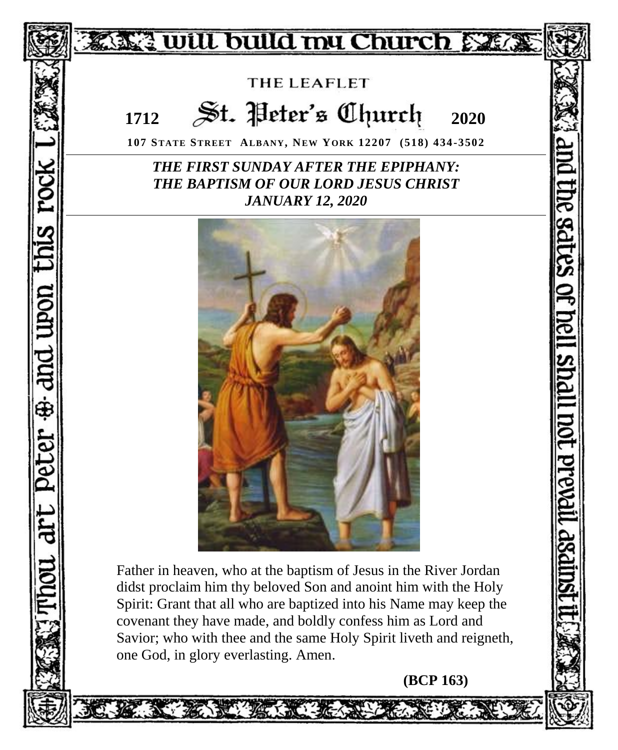I will build my Church

THE LEAFLET

# 1712 St. Peter's Church 2020

**107 STATE STREET ALBANY, NEW YORK 12207 (518) 434-3502**

## *THE FIRST SUNDAY AFTER THE EPIPHANY: THE BAPTISM OF OUR LORD JESUS CHRIST*
## *JANUARY 12, 2020*

Father in heaven, who at the baptism of Jesus in the River Jordan didst proclaim him thy beloved Son and anoint him with the Holy Spirit: Grant that all who are baptized into his Name may keep the covenant they have made, and boldly confess him as Lord and Savior; who with thee and the same Holy Spirit liveth and reigneth, one God, in glory everlasting. Amen.

**(BCP 163)**

Thou art Peter and upon this rock I will build my Church and the gates of hell shall not prevail against it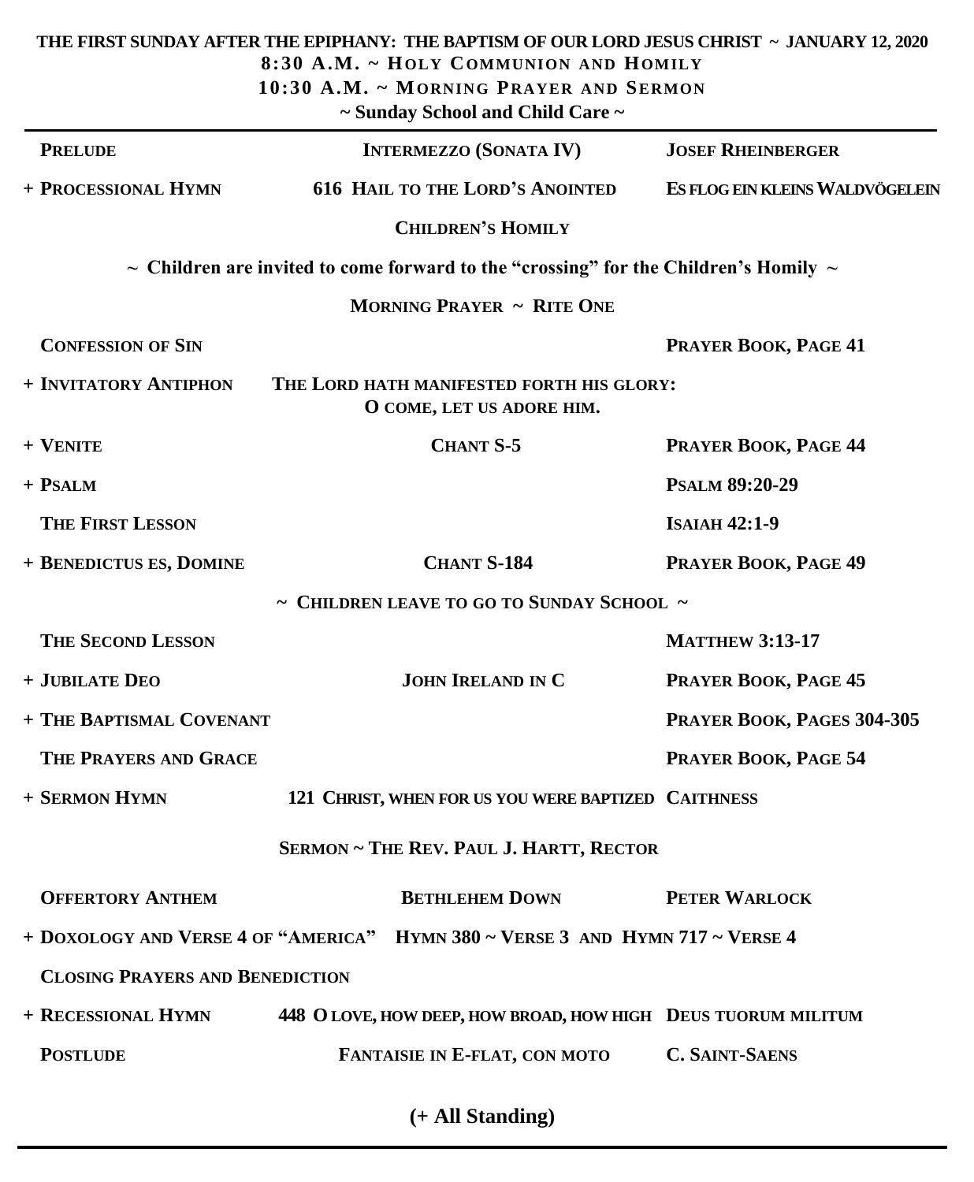**THE FIRST SUNDAY AFTER THE EPIPHANY: THE BAPTISM OF OUR LORD JESUS CHRIST ~ JANUARY 12, 2020**

**8:30 A.M. ~ HOLY COMMUNION AND HOMILY**

**10:30 A.M. ~ MORNING PRAYER AND SERMON**

**~ Sunday School and Child Care ~**

---

| | | |
|---|---|---|
| **PRELUDE** | **INTERMEZZO (SONATA IV)** | **JOSEF RHEINBERGER** |
| **+ PROCESSIONAL HYMN** | **616 HAIL TO THE LORD'S ANOINTED** | **ES FLOG EIN KLEINS WALDVÖGELEIN** |

**CHILDREN'S HOMILY**

**~ Children are invited to come forward to the "crossing" for the Children's Homily ~**

**MORNING PRAYER ~ RITE ONE**

| | | |
|---|---|---|
| **CONFESSION OF SIN** | | **PRAYER BOOK, PAGE 41** |
| **+ INVITATORY ANTIPHON** | **THE LORD HATH MANIFESTED FORTH HIS GLORY: O COME, LET US ADORE HIM.** | |
| **+ VENITE** | **CHANT S-5** | **PRAYER BOOK, PAGE 44** |
| **+ PSALM** | | **PSALM 89:20-29** |
| **THE FIRST LESSON** | | **ISAIAH 42:1-9** |
| **+ BENEDICTUS ES, DOMINE** | **CHANT S-184** | **PRAYER BOOK, PAGE 49** |

**~ CHILDREN LEAVE TO GO TO SUNDAY SCHOOL ~**

| | | |
|---|---|---|
| **THE SECOND LESSON** | | **MATTHEW 3:13-17** |
| **+ JUBILATE DEO** | **JOHN IRELAND IN C** | **PRAYER BOOK, PAGE 45** |
| **+ THE BAPTISMAL COVENANT** | | **PRAYER BOOK, PAGES 304-305** |
| **THE PRAYERS AND GRACE** | | **PRAYER BOOK, PAGE 54** |
| **+ SERMON HYMN** | **121 CHRIST, WHEN FOR US YOU WERE BAPTIZED** | **CAITHNESS** |

**SERMON ~ THE REV. PAUL J. HARTT, RECTOR**

| | | |
|---|---|---|
| **OFFERTORY ANTHEM** | **BETHLEHEM DOWN** | **PETER WARLOCK** |
| **+ DOXOLOGY AND VERSE 4 OF "AMERICA"** | **HYMN 380 ~ VERSE 3 AND HYMN 717 ~ VERSE 4** | |
| **CLOSING PRAYERS AND BENEDICTION** | | |
| **+ RECESSIONAL HYMN** | **448 O LOVE, HOW DEEP, HOW BROAD, HOW HIGH** | **DEUS TUORUM MILITUM** |
| **POSTLUDE** | **FANTAISIE IN E-FLAT, CON MOTO** | **C. SAINT-SAENS** |

**(+ All Standing)**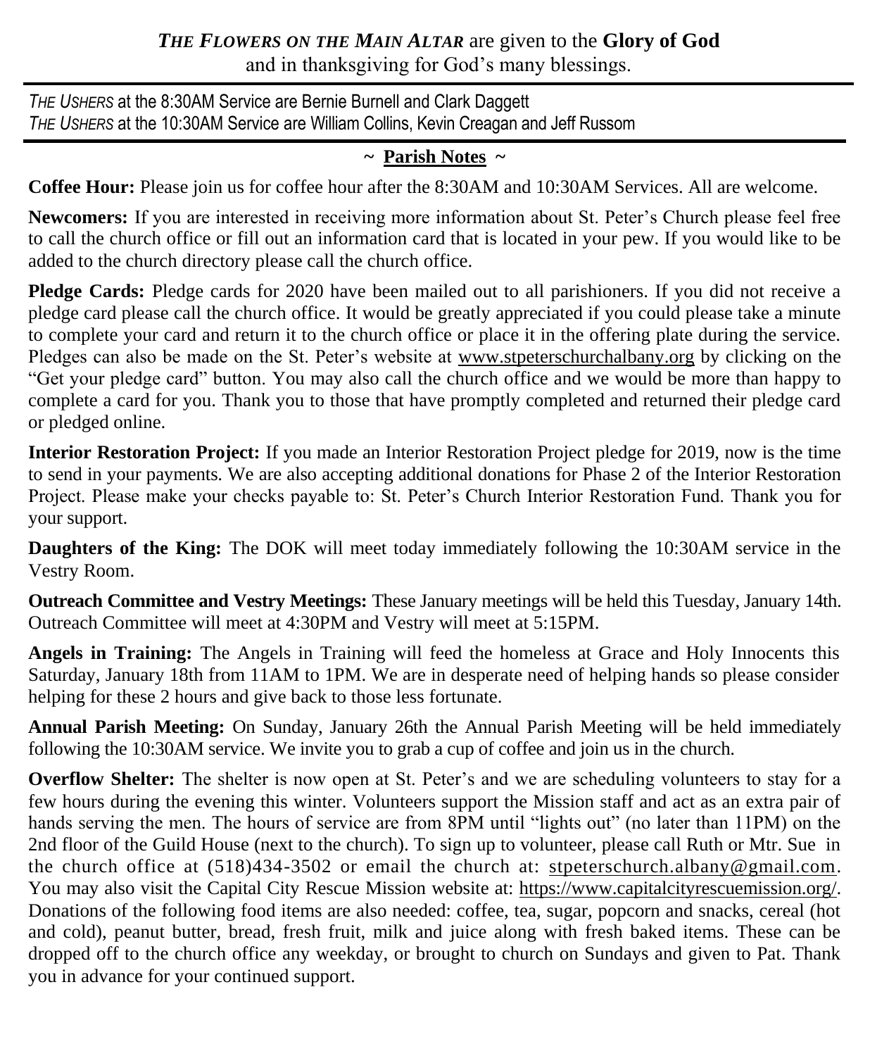***THE FLOWERS ON THE MAIN ALTAR*** are given to the **Glory of God** and in thanksgiving for God's many blessings.

---

*THE USHERS* at the 8:30AM Service are Bernie Burnell and Clark Daggett
*THE USHERS* at the 10:30AM Service are William Collins, Kevin Creagan and Jeff Russom

---

## ~ Parish Notes ~

**Coffee Hour:** Please join us for coffee hour after the 8:30AM and 10:30AM Services. All are welcome.

**Newcomers:** If you are interested in receiving more information about St. Peter's Church please feel free to call the church office or fill out an information card that is located in your pew. If you would like to be added to the church directory please call the church office.

**Pledge Cards:** Pledge cards for 2020 have been mailed out to all parishioners. If you did not receive a pledge card please call the church office. It would be greatly appreciated if you could please take a minute to complete your card and return it to the church office or place it in the offering plate during the service. Pledges can also be made on the St. Peter's website at www.stpeterschurchalbany.org by clicking on the "Get your pledge card" button. You may also call the church office and we would be more than happy to complete a card for you. Thank you to those that have promptly completed and returned their pledge card or pledged online.

**Interior Restoration Project:** If you made an Interior Restoration Project pledge for 2019, now is the time to send in your payments. We are also accepting additional donations for Phase 2 of the Interior Restoration Project. Please make your checks payable to: St. Peter's Church Interior Restoration Fund. Thank you for your support.

**Daughters of the King:** The DOK will meet today immediately following the 10:30AM service in the Vestry Room.

**Outreach Committee and Vestry Meetings:** These January meetings will be held this Tuesday, January 14th. Outreach Committee will meet at 4:30PM and Vestry will meet at 5:15PM.

**Angels in Training:** The Angels in Training will feed the homeless at Grace and Holy Innocents this Saturday, January 18th from 11AM to 1PM. We are in desperate need of helping hands so please consider helping for these 2 hours and give back to those less fortunate.

**Annual Parish Meeting:** On Sunday, January 26th the Annual Parish Meeting will be held immediately following the 10:30AM service. We invite you to grab a cup of coffee and join us in the church.

**Overflow Shelter:** The shelter is now open at St. Peter's and we are scheduling volunteers to stay for a few hours during the evening this winter. Volunteers support the Mission staff and act as an extra pair of hands serving the men. The hours of service are from 8PM until "lights out" (no later than 11PM) on the 2nd floor of the Guild House (next to the church). To sign up to volunteer, please call Ruth or Mtr. Sue in the church office at (518)434-3502 or email the church at: stpeterschurch.albany@gmail.com. You may also visit the Capital City Rescue Mission website at: https://www.capitalcityrescuemission.org/. Donations of the following food items are also needed: coffee, tea, sugar, popcorn and snacks, cereal (hot and cold), peanut butter, bread, fresh fruit, milk and juice along with fresh baked items. These can be dropped off to the church office any weekday, or brought to church on Sundays and given to Pat. Thank you in advance for your continued support.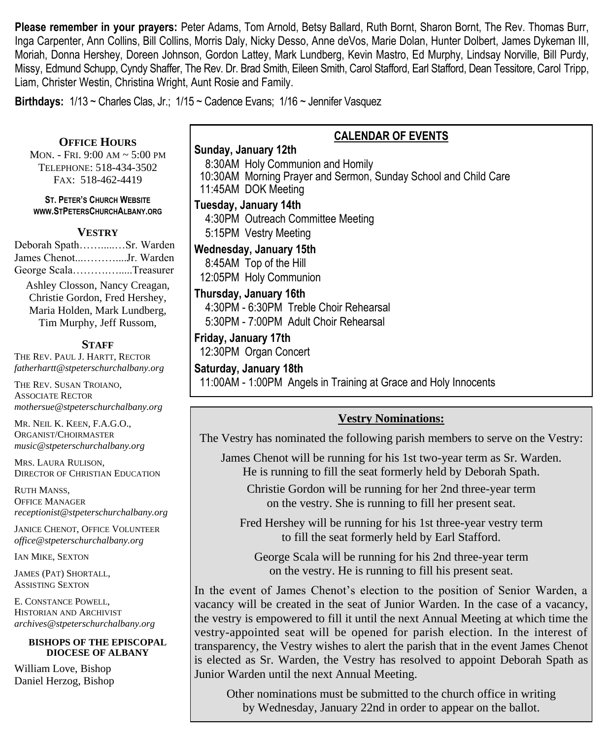**Please remember in your prayers:** Peter Adams, Tom Arnold, Betsy Ballard, Ruth Bornt, Sharon Bornt, The Rev. Thomas Burr, Inga Carpenter, Ann Collins, Bill Collins, Morris Daly, Nicky Desso, Anne deVos, Marie Dolan, Hunter Dolbert, James Dykeman III, Moriah, Donna Hershey, Doreen Johnson, Gordon Lattey, Mark Lundberg, Kevin Mastro, Ed Murphy, Lindsay Norville, Bill Purdy, Missy, Edmund Schupp, Cyndy Shaffer, The Rev. Dr. Brad Smith, Eileen Smith, Carol Stafford, Earl Stafford, Dean Tessitore, Carol Tripp, Liam, Christer Westin, Christina Wright, Aunt Rosie and Family.

**Birthdays:** 1/13 ~ Charles Clas, Jr.; 1/15 ~ Cadence Evans; 1/16 ~ Jennifer Vasquez

### Office Hours

Mon. - Fri. 9:00 am ~ 5:00 pm
Telephone: 518-434-3502
Fax: 518-462-4419

**St. Peter's Church Website**
**www.StPetersChurchAlbany.org**

### Vestry

Deborah Spath……....…Sr. Warden
James Chenot...………....Jr. Warden
George Scala…………......Treasurer

Ashley Closson, Nancy Creagan, Christie Gordon, Fred Hershey, Maria Holden, Mark Lundberg, Tim Murphy, Jeff Russom,

### Staff

The Rev. Paul J. Hartt, Rector
*fatherhartt@stpeterschurchalbany.org*

The Rev. Susan Troiano, Associate Rector
*mothersue@stpeterschurchalbany.org*

Mr. Neil K. Keen, F.A.G.O., Organist/Choirmaster
*music@stpeterschurchalbany.org*

Mrs. Laura Rulison, Director of Christian Education

Ruth Manss, Office Manager
*receptionist@stpeterschurchalbany.org*

Janice Chenot, Office Volunteer
*office@stpeterschurchalbany.org*

Ian Mike, Sexton

James (Pat) Shortall, Assisting Sexton

E. Constance Powell, Historian and Archivist
*archives@stpeterschurchalbany.org*

**Bishops of the Episcopal Diocese of Albany**

William Love, Bishop
Daniel Herzog, Bishop

## CALENDAR OF EVENTS

**Sunday, January 12th**
8:30AM Holy Communion and Homily
10:30AM Morning Prayer and Sermon, Sunday School and Child Care
11:45AM DOK Meeting

**Tuesday, January 14th**
4:30PM Outreach Committee Meeting
5:15PM Vestry Meeting

**Wednesday, January 15th**
8:45AM Top of the Hill
12:05PM Holy Communion

**Thursday, January 16th**
4:30PM - 6:30PM Treble Choir Rehearsal
5:30PM - 7:00PM Adult Choir Rehearsal

**Friday, January 17th**
12:30PM Organ Concert

**Saturday, January 18th**
11:00AM - 1:00PM Angels in Training at Grace and Holy Innocents

## Vestry Nominations:

The Vestry has nominated the following parish members to serve on the Vestry:

James Chenot will be running for his 1st two-year term as Sr. Warden. He is running to fill the seat formerly held by Deborah Spath.

Christie Gordon will be running for her 2nd three-year term on the vestry. She is running to fill her present seat.

Fred Hershey will be running for his 1st three-year vestry term to fill the seat formerly held by Earl Stafford.

George Scala will be running for his 2nd three-year term on the vestry. He is running to fill his present seat.

In the event of James Chenot's election to the position of Senior Warden, a vacancy will be created in the seat of Junior Warden. In the case of a vacancy, the vestry is empowered to fill it until the next Annual Meeting at which time the vestry-appointed seat will be opened for parish election. In the interest of transparency, the Vestry wishes to alert the parish that in the event James Chenot is elected as Sr. Warden, the Vestry has resolved to appoint Deborah Spath as Junior Warden until the next Annual Meeting.

Other nominations must be submitted to the church office in writing by Wednesday, January 22nd in order to appear on the ballot.